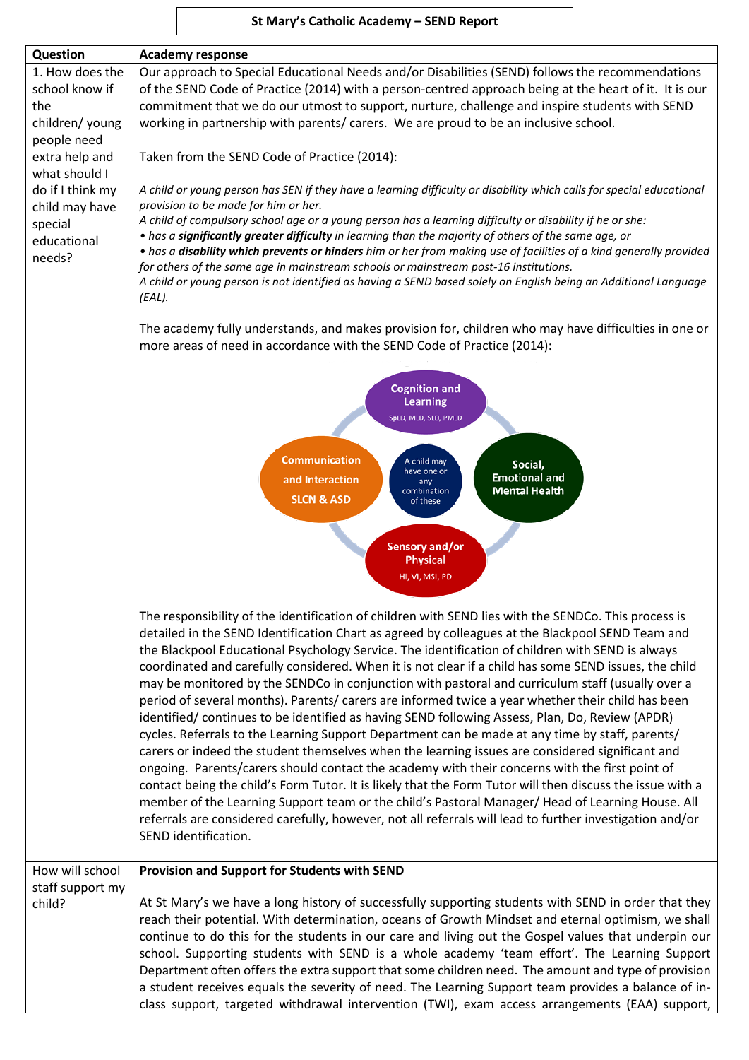# St Mary's Catholic Academy – SEND Report

| Question | Academy response |
|---|---|
| 1. How does the school know if the children/ young people need extra help and what should I do if I think my child may have special educational needs? | Our approach to Special Educational Needs and/or Disabilities (SEND) follows the recommendations of the SEND Code of Practice (2014) with a person-centred approach being at the heart of it. It is our commitment that we do our utmost to support, nurture, challenge and inspire students with SEND working in partnership with parents/ carers. We are proud to be an inclusive school.<br><br>Taken from the SEND Code of Practice (2014):<br><br>*A child or young person has SEN if they have a learning difficulty or disability which calls for special educational provision to be made for him or her.*<br>*A child of compulsory school age or a young person has a learning difficulty or disability if he or she:*<br>*• has a **significantly greater difficulty** in learning than the majority of others of the same age, or*<br>*• has a **disability which prevents or hinders** him or her from making use of facilities of a kind generally provided for others of the same age in mainstream schools or mainstream post-16 institutions.*<br>*A child or young person is not identified as having a SEND based solely on English being an Additional Language (EAL).*<br><br>The academy fully understands, and makes provision for, children who may have difficulties in one or more areas of need in accordance with the SEND Code of Practice (2014):<br><br>**Cognition and Learning** (SpLD, MLD, SLD, PMLD)<br>**Communication and Interaction** (SLCN & ASD)<br>**Social, Emotional and Mental Health**<br>**Sensory and/or Physical** (HI, VI, MSI, PD)<br>A child may have one or any combination of these<br><br>The responsibility of the identification of children with SEND lies with the SENDCo. This process is detailed in the SEND Identification Chart as agreed by colleagues at the Blackpool SEND Team and the Blackpool Educational Psychology Service. The identification of children with SEND is always coordinated and carefully considered. When it is not clear if a child has some SEND issues, the child may be monitored by the SENDCo in conjunction with pastoral and curriculum staff (usually over a period of several months). Parents/ carers are informed twice a year whether their child has been identified/ continues to be identified as having SEND following Assess, Plan, Do, Review (APDR) cycles. Referrals to the Learning Support Department can be made at any time by staff, parents/ carers or indeed the student themselves when the learning issues are considered significant and ongoing. Parents/carers should contact the academy with their concerns with the first point of contact being the child's Form Tutor. It is likely that the Form Tutor will then discuss the issue with a member of the Learning Support team or the child's Pastoral Manager/ Head of Learning House. All referrals are considered carefully, however, not all referrals will lead to further investigation and/or SEND identification. |
| How will school staff support my child? | **Provision and Support for Students with SEND**<br><br>At St Mary's we have a long history of successfully supporting students with SEND in order that they reach their potential. With determination, oceans of Growth Mindset and eternal optimism, we shall continue to do this for the students in our care and living out the Gospel values that underpin our school. Supporting students with SEND is a whole academy 'team effort'. The Learning Support Department often offers the extra support that some children need. The amount and type of provision a student receives equals the severity of need. The Learning Support team provides a balance of in-class support, targeted withdrawal intervention (TWI), exam access arrangements (EAA) support, |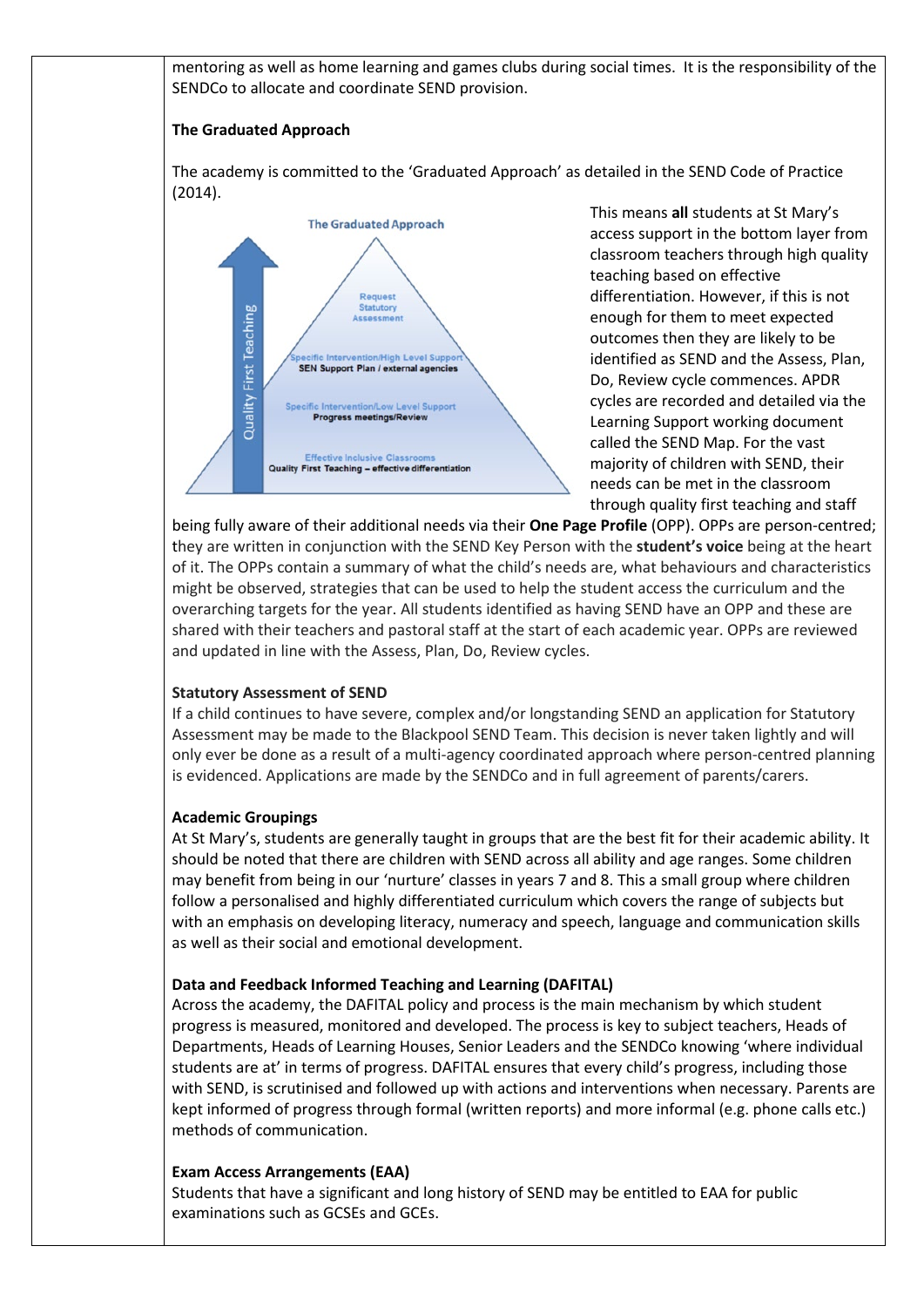mentoring as well as home learning and games clubs during social times. It is the responsibility of the SENDCo to allocate and coordinate SEND provision.

**The Graduated Approach**

The academy is committed to the 'Graduated Approach' as detailed in the SEND Code of Practice (2014).

This means **all** students at St Mary's access support in the bottom layer from classroom teachers through high quality teaching based on effective differentiation. However, if this is not enough for them to meet expected outcomes then they are likely to be identified as SEND and the Assess, Plan, Do, Review cycle commences. APDR cycles are recorded and detailed via the Learning Support working document called the SEND Map. For the vast majority of children with SEND, their needs can be met in the classroom through quality first teaching and staff being fully aware of their additional needs via their **One Page Profile** (OPP). OPPs are person-centred; they are written in conjunction with the SEND Key Person with the **student's voice** being at the heart of it. The OPPs contain a summary of what the child's needs are, what behaviours and characteristics might be observed, strategies that can be used to help the student access the curriculum and the overarching targets for the year. All students identified as having SEND have an OPP and these are shared with their teachers and pastoral staff at the start of each academic year. OPPs are reviewed and updated in line with the Assess, Plan, Do, Review cycles.

**Statutory Assessment of SEND**

If a child continues to have severe, complex and/or longstanding SEND an application for Statutory Assessment may be made to the Blackpool SEND Team. This decision is never taken lightly and will only ever be done as a result of a multi-agency coordinated approach where person-centred planning is evidenced. Applications are made by the SENDCo and in full agreement of parents/carers.

**Academic Groupings**

At St Mary's, students are generally taught in groups that are the best fit for their academic ability. It should be noted that there are children with SEND across all ability and age ranges. Some children may benefit from being in our 'nurture' classes in years 7 and 8. This a small group where children follow a personalised and highly differentiated curriculum which covers the range of subjects but with an emphasis on developing literacy, numeracy and speech, language and communication skills as well as their social and emotional development.

**Data and Feedback Informed Teaching and Learning (DAFITAL)**

Across the academy, the DAFITAL policy and process is the main mechanism by which student progress is measured, monitored and developed. The process is key to subject teachers, Heads of Departments, Heads of Learning Houses, Senior Leaders and the SENDCo knowing 'where individual students are at' in terms of progress. DAFITAL ensures that every child's progress, including those with SEND, is scrutinised and followed up with actions and interventions when necessary. Parents are kept informed of progress through formal (written reports) and more informal (e.g. phone calls etc.) methods of communication.

**Exam Access Arrangements (EAA)**

Students that have a significant and long history of SEND may be entitled to EAA for public examinations such as GCSEs and GCEs.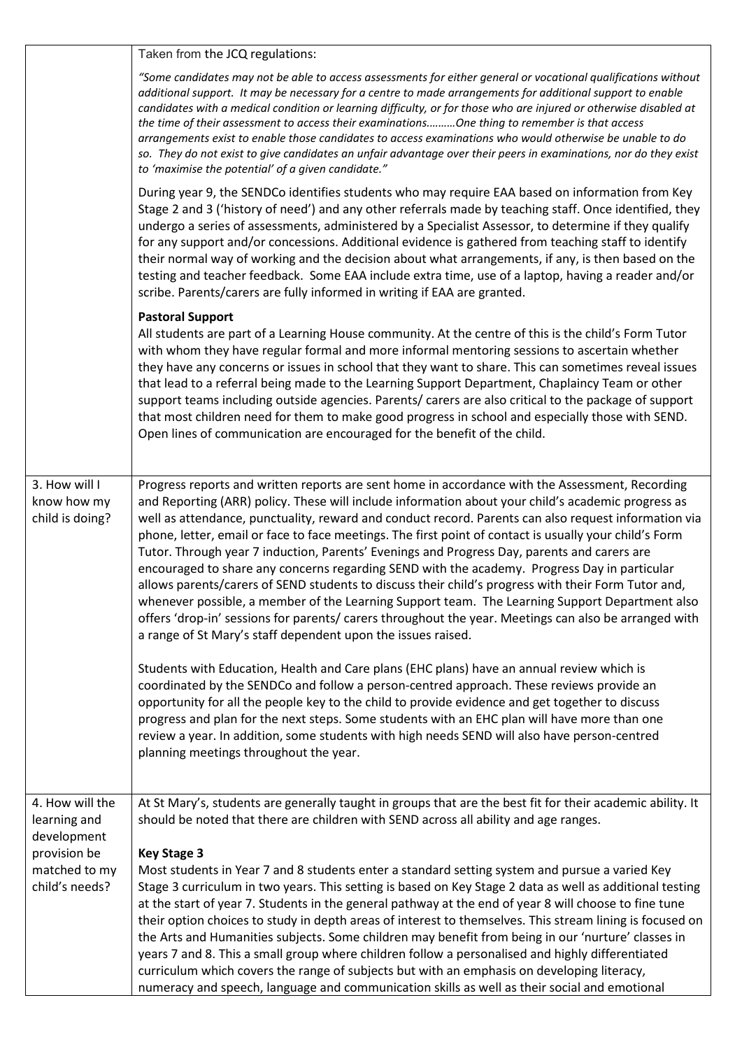| | |
|---|---|
| | Taken from the JCQ regulations:<br><br>*"Some candidates may not be able to access assessments for either general or vocational qualifications without additional support. It may be necessary for a centre to made arrangements for additional support to enable candidates with a medical condition or learning difficulty, or for those who are injured or otherwise disabled at the time of their assessment to access their examinations………One thing to remember is that access arrangements exist to enable those candidates to access examinations who would otherwise be unable to do so. They do not exist to give candidates an unfair advantage over their peers in examinations, nor do they exist to 'maximise the potential' of a given candidate."*<br><br>During year 9, the SENDCo identifies students who may require EAA based on information from Key Stage 2 and 3 ('history of need') and any other referrals made by teaching staff. Once identified, they undergo a series of assessments, administered by a Specialist Assessor, to determine if they qualify for any support and/or concessions. Additional evidence is gathered from teaching staff to identify their normal way of working and the decision about what arrangements, if any, is then based on the testing and teacher feedback. Some EAA include extra time, use of a laptop, having a reader and/or scribe. Parents/carers are fully informed in writing if EAA are granted.<br><br>**Pastoral Support**<br>All students are part of a Learning House community. At the centre of this is the child's Form Tutor with whom they have regular formal and more informal mentoring sessions to ascertain whether they have any concerns or issues in school that they want to share. This can sometimes reveal issues that lead to a referral being made to the Learning Support Department, Chaplaincy Team or other support teams including outside agencies. Parents/ carers are also critical to the package of support that most children need for them to make good progress in school and especially those with SEND. Open lines of communication are encouraged for the benefit of the child. |
| 3. How will I know how my child is doing? | Progress reports and written reports are sent home in accordance with the Assessment, Recording and Reporting (ARR) policy. These will include information about your child's academic progress as well as attendance, punctuality, reward and conduct record. Parents can also request information via phone, letter, email or face to face meetings. The first point of contact is usually your child's Form Tutor. Through year 7 induction, Parents' Evenings and Progress Day, parents and carers are encouraged to share any concerns regarding SEND with the academy. Progress Day in particular allows parents/carers of SEND students to discuss their child's progress with their Form Tutor and, whenever possible, a member of the Learning Support team. The Learning Support Department also offers 'drop-in' sessions for parents/ carers throughout the year. Meetings can also be arranged with a range of St Mary's staff dependent upon the issues raised.<br><br>Students with Education, Health and Care plans (EHC plans) have an annual review which is coordinated by the SENDCo and follow a person-centred approach. These reviews provide an opportunity for all the people key to the child to provide evidence and get together to discuss progress and plan for the next steps. Some students with an EHC plan will have more than one review a year. In addition, some students with high needs SEND will also have person-centred planning meetings throughout the year. |
| 4. How will the learning and development provision be matched to my child's needs? | At St Mary's, students are generally taught in groups that are the best fit for their academic ability. It should be noted that there are children with SEND across all ability and age ranges.<br><br>**Key Stage 3**<br>Most students in Year 7 and 8 students enter a standard setting system and pursue a varied Key Stage 3 curriculum in two years. This setting is based on Key Stage 2 data as well as additional testing at the start of year 7. Students in the general pathway at the end of year 8 will choose to fine tune their option choices to study in depth areas of interest to themselves. This stream lining is focused on the Arts and Humanities subjects. Some children may benefit from being in our 'nurture' classes in years 7 and 8. This a small group where children follow a personalised and highly differentiated curriculum which covers the range of subjects but with an emphasis on developing literacy, numeracy and speech, language and communication skills as well as their social and emotional |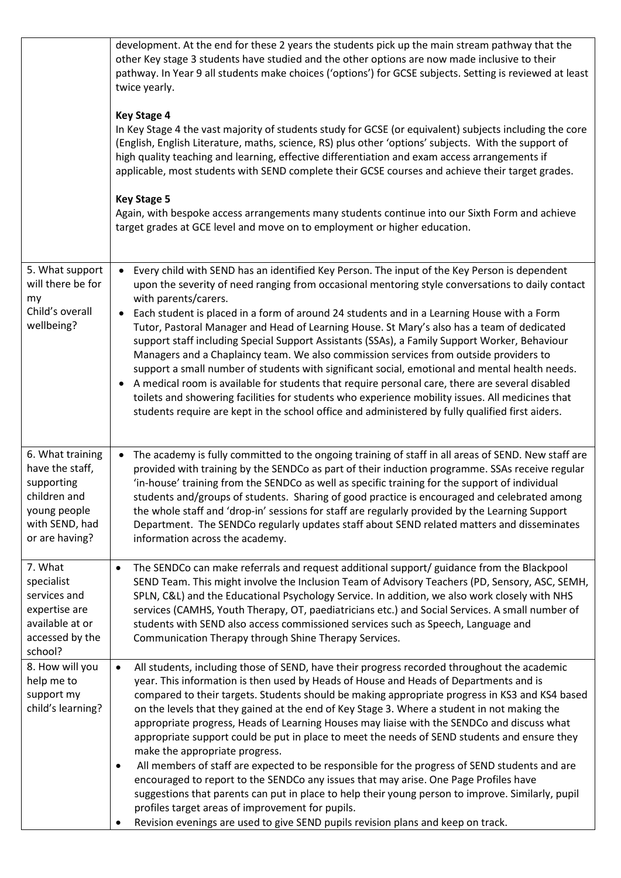| | |
|---|---|
| | development. At the end for these 2 years the students pick up the main stream pathway that the other Key stage 3 students have studied and the other options are now made inclusive to their pathway. In Year 9 all students make choices ('options') for GCSE subjects. Setting is reviewed at least twice yearly.<br><br>**Key Stage 4**<br>In Key Stage 4 the vast majority of students study for GCSE (or equivalent) subjects including the core (English, English Literature, maths, science, RS) plus other 'options' subjects. With the support of high quality teaching and learning, effective differentiation and exam access arrangements if applicable, most students with SEND complete their GCSE courses and achieve their target grades.<br><br>**Key Stage 5**<br>Again, with bespoke access arrangements many students continue into our Sixth Form and achieve target grades at GCE level and move on to employment or higher education. |
| 5. What support will there be for my Child's overall wellbeing? | • Every child with SEND has an identified Key Person. The input of the Key Person is dependent upon the severity of need ranging from occasional mentoring style conversations to daily contact with parents/carers.<br>• Each student is placed in a form of around 24 students and in a Learning House with a Form Tutor, Pastoral Manager and Head of Learning House. St Mary's also has a team of dedicated support staff including Special Support Assistants (SSAs), a Family Support Worker, Behaviour Managers and a Chaplaincy team. We also commission services from outside providers to support a small number of students with significant social, emotional and mental health needs.<br>• A medical room is available for students that require personal care, there are several disabled toilets and showering facilities for students who experience mobility issues. All medicines that students require are kept in the school office and administered by fully qualified first aiders. |
| 6. What training have the staff, supporting children and young people with SEND, had or are having? | • The academy is fully committed to the ongoing training of staff in all areas of SEND. New staff are provided with training by the SENDCo as part of their induction programme. SSAs receive regular 'in-house' training from the SENDCo as well as specific training for the support of individual students and/groups of students. Sharing of good practice is encouraged and celebrated among the whole staff and 'drop-in' sessions for staff are regularly provided by the Learning Support Department. The SENDCo regularly updates staff about SEND related matters and disseminates information across the academy. |
| 7. What specialist services and expertise are available at or accessed by the school? | • The SENDCo can make referrals and request additional support/ guidance from the Blackpool SEND Team. This might involve the Inclusion Team of Advisory Teachers (PD, Sensory, ASC, SEMH, SPLN, C&L) and the Educational Psychology Service. In addition, we also work closely with NHS services (CAMHS, Youth Therapy, OT, paediatricians etc.) and Social Services. A small number of students with SEND also access commissioned services such as Speech, Language and Communication Therapy through Shine Therapy Services. |
| 8. How will you help me to support my child's learning? | • All students, including those of SEND, have their progress recorded throughout the academic year. This information is then used by Heads of House and Heads of Departments and is compared to their targets. Students should be making appropriate progress in KS3 and KS4 based on the levels that they gained at the end of Key Stage 3. Where a student in not making the appropriate progress, Heads of Learning Houses may liaise with the SENDCo and discuss what appropriate support could be put in place to meet the needs of SEND students and ensure they make the appropriate progress.<br>• All members of staff are expected to be responsible for the progress of SEND students and are encouraged to report to the SENDCo any issues that may arise. One Page Profiles have suggestions that parents can put in place to help their young person to improve. Similarly, pupil profiles target areas of improvement for pupils.<br>• Revision evenings are used to give SEND pupils revision plans and keep on track. |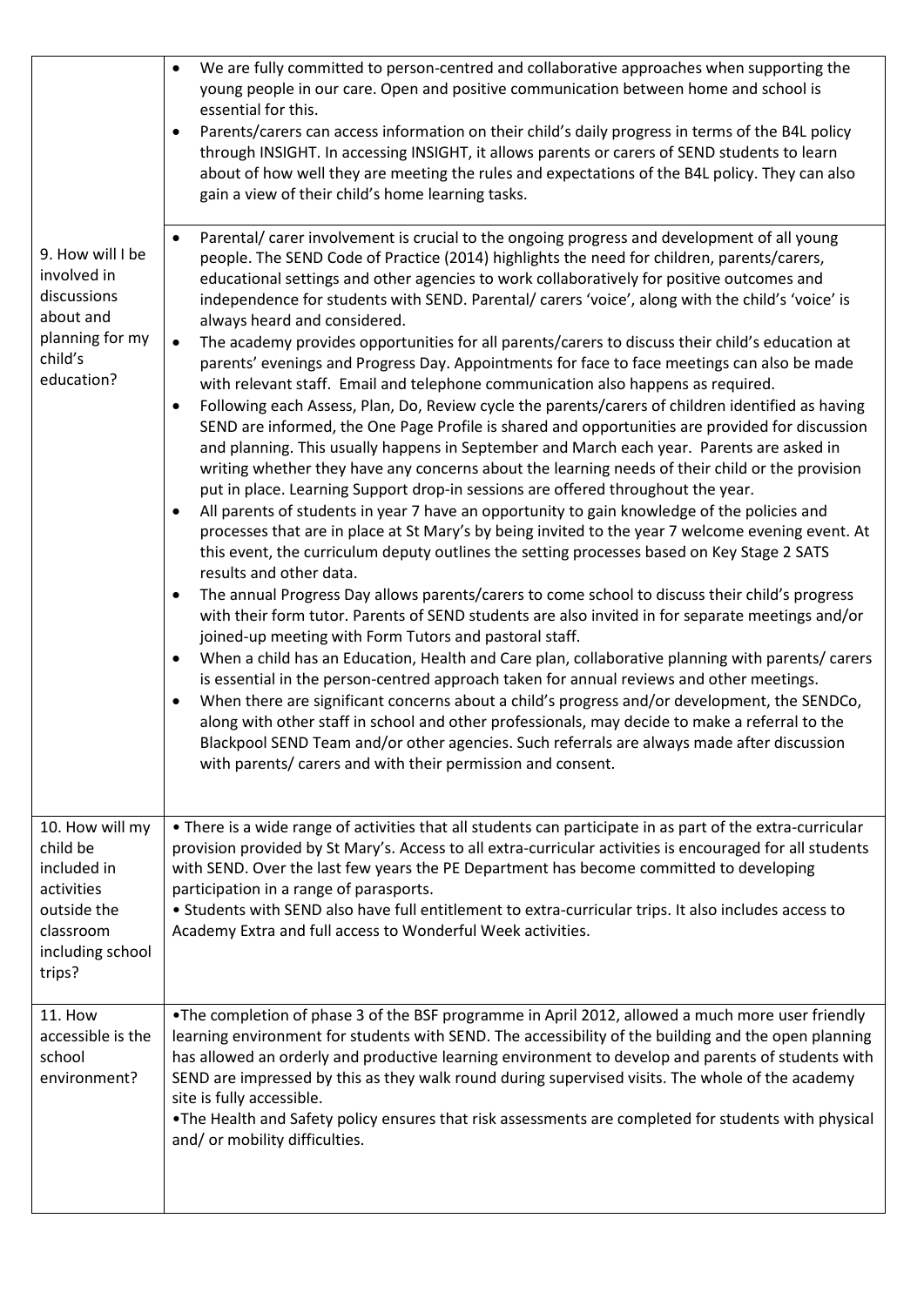| | |
|---|---|
| | • We are fully committed to person-centred and collaborative approaches when supporting the young people in our care. Open and positive communication between home and school is essential for this.<br>• Parents/carers can access information on their child's daily progress in terms of the B4L policy through INSIGHT. In accessing INSIGHT, it allows parents or carers of SEND students to learn about of how well they are meeting the rules and expectations of the B4L policy. They can also gain a view of their child's home learning tasks. |
| 9. How will I be involved in discussions about and planning for my child's education? | • Parental/ carer involvement is crucial to the ongoing progress and development of all young people. The SEND Code of Practice (2014) highlights the need for children, parents/carers, educational settings and other agencies to work collaboratively for positive outcomes and independence for students with SEND. Parental/ carers 'voice', along with the child's 'voice' is always heard and considered.<br>• The academy provides opportunities for all parents/carers to discuss their child's education at parents' evenings and Progress Day. Appointments for face to face meetings can also be made with relevant staff. Email and telephone communication also happens as required.<br>• Following each Assess, Plan, Do, Review cycle the parents/carers of children identified as having SEND are informed, the One Page Profile is shared and opportunities are provided for discussion and planning. This usually happens in September and March each year. Parents are asked in writing whether they have any concerns about the learning needs of their child or the provision put in place. Learning Support drop-in sessions are offered throughout the year.<br>• All parents of students in year 7 have an opportunity to gain knowledge of the policies and processes that are in place at St Mary's by being invited to the year 7 welcome evening event. At this event, the curriculum deputy outlines the setting processes based on Key Stage 2 SATS results and other data.<br>• The annual Progress Day allows parents/carers to come school to discuss their child's progress with their form tutor. Parents of SEND students are also invited in for separate meetings and/or joined-up meeting with Form Tutors and pastoral staff.<br>• When a child has an Education, Health and Care plan, collaborative planning with parents/ carers is essential in the person-centred approach taken for annual reviews and other meetings.<br>• When there are significant concerns about a child's progress and/or development, the SENDCo, along with other staff in school and other professionals, may decide to make a referral to the Blackpool SEND Team and/or other agencies. Such referrals are always made after discussion with parents/ carers and with their permission and consent. |
| 10. How will my child be included in activities outside the classroom including school trips? | • There is a wide range of activities that all students can participate in as part of the extra-curricular provision provided by St Mary's. Access to all extra-curricular activities is encouraged for all students with SEND. Over the last few years the PE Department has become committed to developing participation in a range of parasports.<br>• Students with SEND also have full entitlement to extra-curricular trips. It also includes access to Academy Extra and full access to Wonderful Week activities. |
| 11. How accessible is the school environment? | •The completion of phase 3 of the BSF programme in April 2012, allowed a much more user friendly learning environment for students with SEND. The accessibility of the building and the open planning has allowed an orderly and productive learning environment to develop and parents of students with SEND are impressed by this as they walk round during supervised visits. The whole of the academy site is fully accessible.<br>•The Health and Safety policy ensures that risk assessments are completed for students with physical and/ or mobility difficulties. |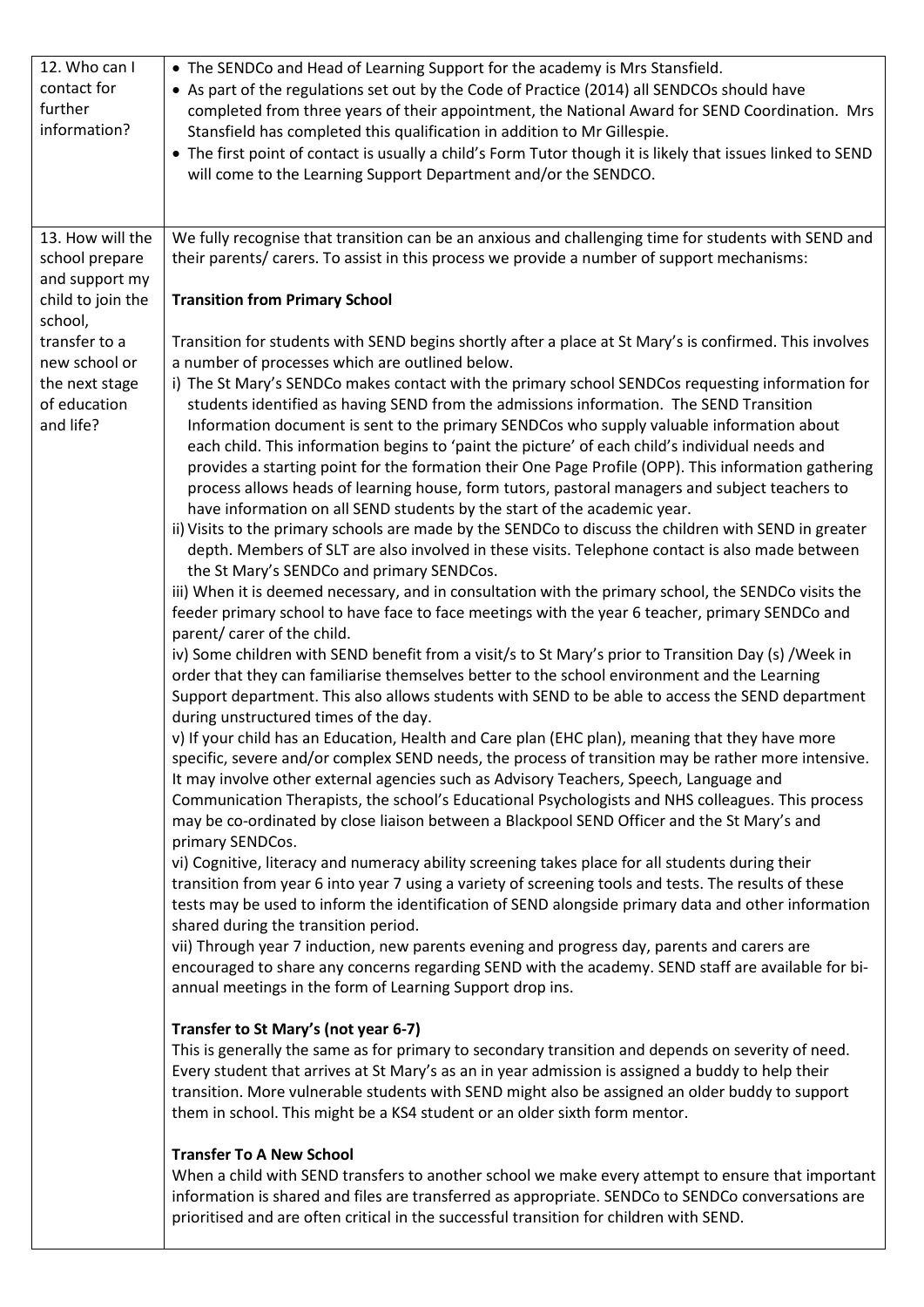| | |
|---|---|
| 12. Who can I contact for further information? | • The SENDCo and Head of Learning Support for the academy is Mrs Stansfield.<br>• As part of the regulations set out by the Code of Practice (2014) all SENDCOs should have completed from three years of their appointment, the National Award for SEND Coordination. Mrs Stansfield has completed this qualification in addition to Mr Gillespie.<br>• The first point of contact is usually a child's Form Tutor though it is likely that issues linked to SEND will come to the Learning Support Department and/or the SENDCO. |
| 13. How will the school prepare and support my child to join the school, transfer to a new school or the next stage of education and life? | We fully recognise that transition can be an anxious and challenging time for students with SEND and their parents/ carers. To assist in this process we provide a number of support mechanisms:<br><br>**Transition from Primary School**<br><br>Transition for students with SEND begins shortly after a place at St Mary's is confirmed. This involves a number of processes which are outlined below.<br>i) The St Mary's SENDCo makes contact with the primary school SENDCos requesting information for students identified as having SEND from the admissions information. The SEND Transition Information document is sent to the primary SENDCos who supply valuable information about each child. This information begins to 'paint the picture' of each child's individual needs and provides a starting point for the formation their One Page Profile (OPP). This information gathering process allows heads of learning house, form tutors, pastoral managers and subject teachers to have information on all SEND students by the start of the academic year.<br>ii) Visits to the primary schools are made by the SENDCo to discuss the children with SEND in greater depth. Members of SLT are also involved in these visits. Telephone contact is also made between the St Mary's SENDCo and primary SENDCos.<br>iii) When it is deemed necessary, and in consultation with the primary school, the SENDCo visits the feeder primary school to have face to face meetings with the year 6 teacher, primary SENDCo and parent/ carer of the child.<br>iv) Some children with SEND benefit from a visit/s to St Mary's prior to Transition Day (s) /Week in order that they can familiarise themselves better to the school environment and the Learning Support department. This also allows students with SEND to be able to access the SEND department during unstructured times of the day.<br>v) If your child has an Education, Health and Care plan (EHC plan), meaning that they have more specific, severe and/or complex SEND needs, the process of transition may be rather more intensive. It may involve other external agencies such as Advisory Teachers, Speech, Language and Communication Therapists, the school's Educational Psychologists and NHS colleagues. This process may be co-ordinated by close liaison between a Blackpool SEND Officer and the St Mary's and primary SENDCos.<br>vi) Cognitive, literacy and numeracy ability screening takes place for all students during their transition from year 6 into year 7 using a variety of screening tools and tests. The results of these tests may be used to inform the identification of SEND alongside primary data and other information shared during the transition period.<br>vii) Through year 7 induction, new parents evening and progress day, parents and carers are encouraged to share any concerns regarding SEND with the academy. SEND staff are available for bi-annual meetings in the form of Learning Support drop ins.<br><br>**Transfer to St Mary's (not year 6-7)**<br>This is generally the same as for primary to secondary transition and depends on severity of need. Every student that arrives at St Mary's as an in year admission is assigned a buddy to help their transition. More vulnerable students with SEND might also be assigned an older buddy to support them in school. This might be a KS4 student or an older sixth form mentor.<br><br>**Transfer To A New School**<br>When a child with SEND transfers to another school we make every attempt to ensure that important information is shared and files are transferred as appropriate. SENDCo to SENDCo conversations are prioritised and are often critical in the successful transition for children with SEND. |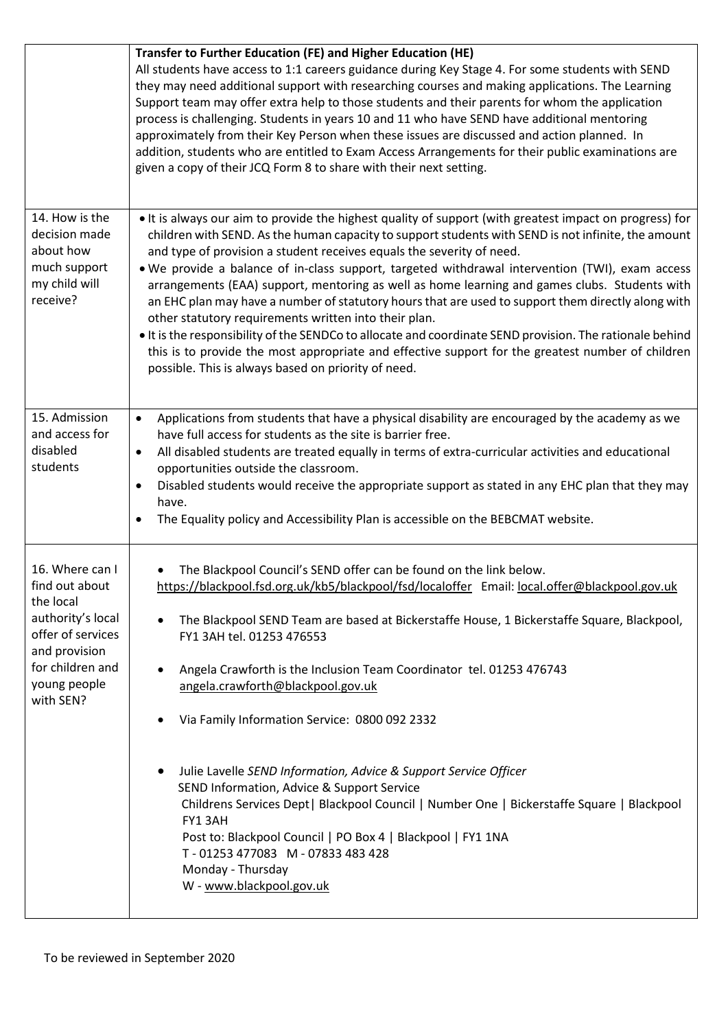| | |
|---|---|
| | **Transfer to Further Education (FE) and Higher Education (HE)**<br>All students have access to 1:1 careers guidance during Key Stage 4. For some students with SEND they may need additional support with researching courses and making applications. The Learning Support team may offer extra help to those students and their parents for whom the application process is challenging. Students in years 10 and 11 who have SEND have additional mentoring approximately from their Key Person when these issues are discussed and action planned. In addition, students who are entitled to Exam Access Arrangements for their public examinations are given a copy of their JCQ Form 8 to share with their next setting. |
| 14. How is the decision made about how much support my child will receive? | • It is always our aim to provide the highest quality of support (with greatest impact on progress) for children with SEND. As the human capacity to support students with SEND is not infinite, the amount and type of provision a student receives equals the severity of need.<br>• We provide a balance of in-class support, targeted withdrawal intervention (TWI), exam access arrangements (EAA) support, mentoring as well as home learning and games clubs. Students with an EHC plan may have a number of statutory hours that are used to support them directly along with other statutory requirements written into their plan.<br>• It is the responsibility of the SENDCo to allocate and coordinate SEND provision. The rationale behind this is to provide the most appropriate and effective support for the greatest number of children possible. This is always based on priority of need. |
| 15. Admission and access for disabled students | • Applications from students that have a physical disability are encouraged by the academy as we have full access for students as the site is barrier free.<br>• All disabled students are treated equally in terms of extra-curricular activities and educational opportunities outside the classroom.<br>• Disabled students would receive the appropriate support as stated in any EHC plan that they may have.<br>• The Equality policy and Accessibility Plan is accessible on the BEBCMAT website. |
| 16. Where can I find out about the local authority's local offer of services and provision for children and young people with SEN? | • The Blackpool Council's SEND offer can be found on the link below.<br>https://blackpool.fsd.org.uk/kb5/blackpool/fsd/localoffer Email: local.offer@blackpool.gov.uk<br><br>• The Blackpool SEND Team are based at Bickerstaffe House, 1 Bickerstaffe Square, Blackpool, FY1 3AH tel. 01253 476553<br><br>• Angela Crawforth is the Inclusion Team Coordinator tel. 01253 476743 angela.crawforth@blackpool.gov.uk<br><br>• Via Family Information Service: 0800 092 2332<br><br>• Julie Lavelle *SEND Information, Advice & Support Service Officer*<br>SEND Information, Advice & Support Service<br>Childrens Services Dept\| Blackpool Council \| Number One \| Bickerstaffe Square \| Blackpool FY1 3AH<br>Post to: Blackpool Council \| PO Box 4 \| Blackpool \| FY1 1NA<br>T - 01253 477083 M - 07833 483 428<br>Monday - Thursday<br>W - www.blackpool.gov.uk |

To be reviewed in September 2020